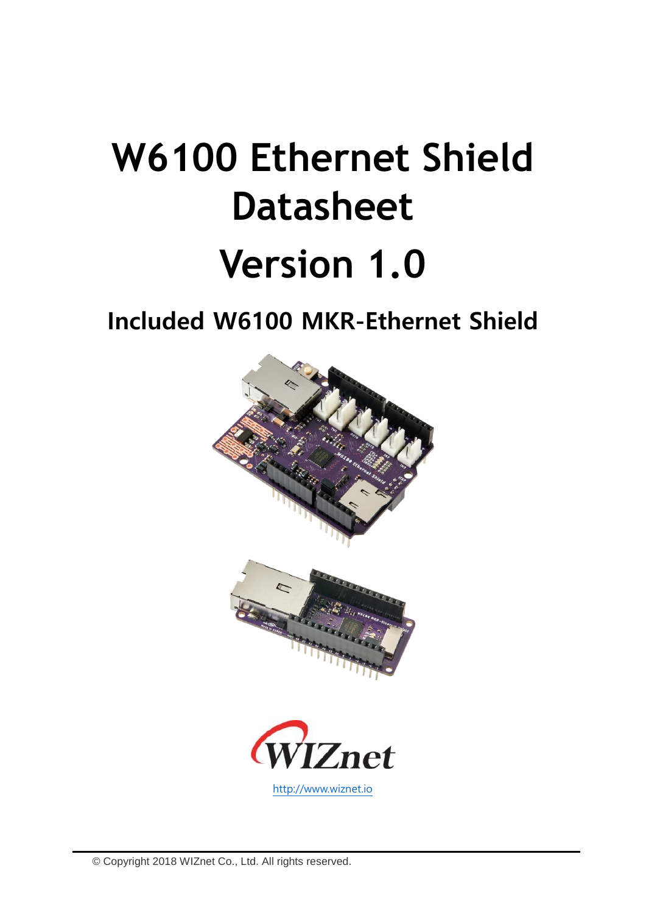# W6100 Ethernet Shield Datasheet

# Version 1.0

## Included W6100 MKR-Ethernet Shield

http://www.wiznet.io

© Copyright 2018 WIZnet Co., Ltd. All rights reserved.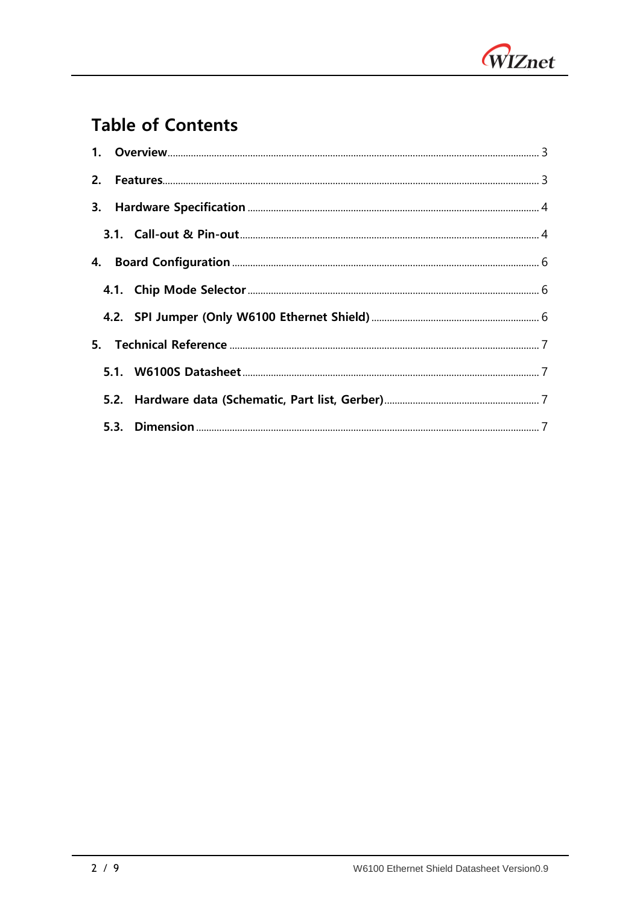# Table of Contents

1. Overview ........ 3
2. Features ........ 3
3. Hardware Specification ........ 4
   - 3.1. Call-out & Pin-out ........ 4
4. Board Configuration ........ 6
   - 4.1. Chip Mode Selector ........ 6
   - 4.2. SPI Jumper (Only W6100 Ethernet Shield) ........ 6
5. Technical Reference ........ 7
   - 5.1. W6100S Datasheet ........ 7
   - 5.2. Hardware data (Schematic, Part list, Gerber) ........ 7
   - 5.3. Dimension ........ 7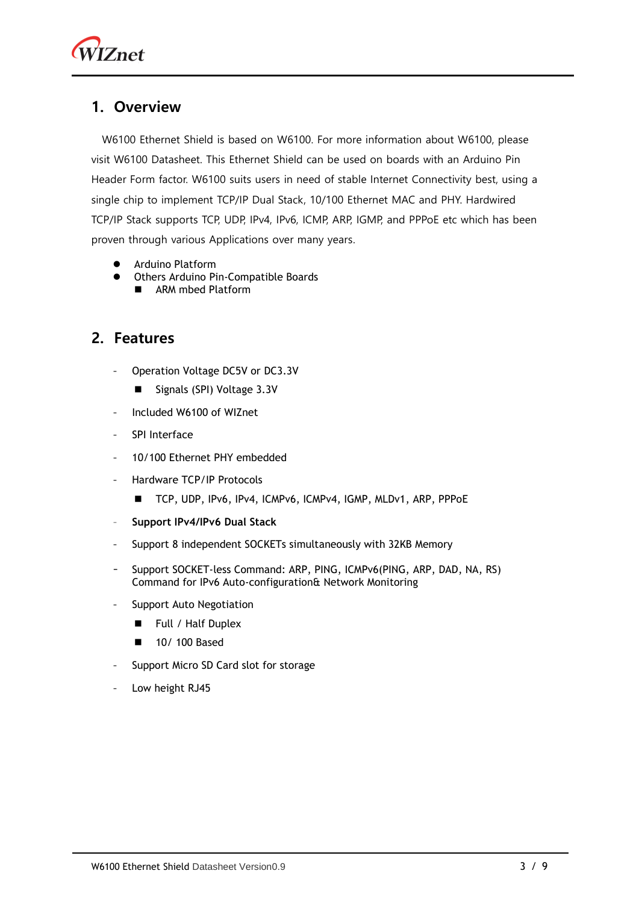# 1. Overview

W6100 Ethernet Shield is based on W6100. For more information about W6100, please visit W6100 Datasheet. This Ethernet Shield can be used on boards with an Arduino Pin Header Form factor. W6100 suits users in need of stable Internet Connectivity best, using a single chip to implement TCP/IP Dual Stack, 10/100 Ethernet MAC and PHY. Hardwired TCP/IP Stack supports TCP, UDP, IPv4, IPv6, ICMP, ARP, IGMP, and PPPoE etc which has been proven through various Applications over many years.

- Arduino Platform
- Others Arduino Pin-Compatible Boards
  - ARM mbed Platform

# 2. Features

- Operation Voltage DC5V or DC3.3V
  - Signals (SPI) Voltage 3.3V
- Included W6100 of WIZnet
- SPI Interface
- 10/100 Ethernet PHY embedded
- Hardware TCP/IP Protocols
  - TCP, UDP, IPv6, IPv4, ICMPv6, ICMPv4, IGMP, MLDv1, ARP, PPPoE
- **Support IPv4/IPv6 Dual Stack**
- Support 8 independent SOCKETs simultaneously with 32KB Memory
- Support SOCKET-less Command: ARP, PING, ICMPv6(PING, ARP, DAD, NA, RS) Command for IPv6 Auto-configuration& Network Monitoring
- Support Auto Negotiation
  - Full / Half Duplex
  - 10/ 100 Based
- Support Micro SD Card slot for storage
- Low height RJ45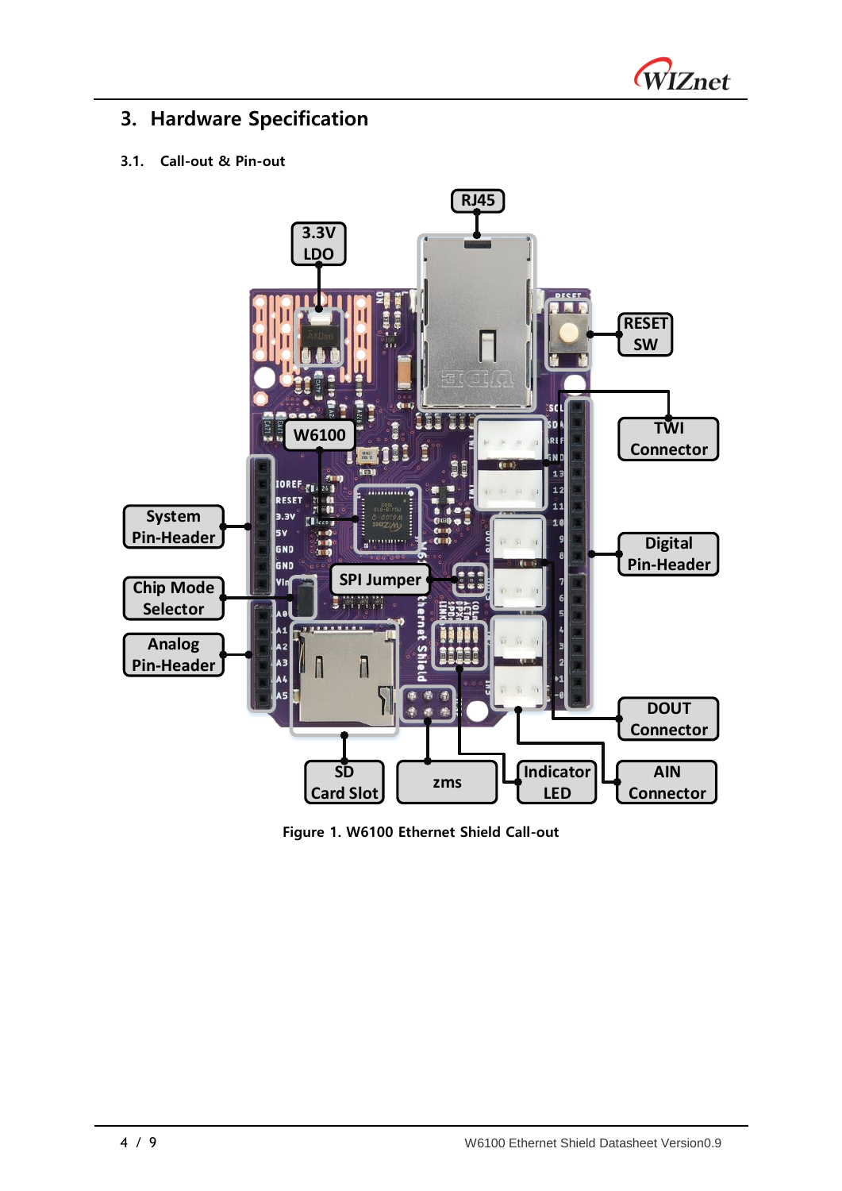# 3. Hardware Specification

## 3.1. Call-out & Pin-out

Figure 1. W6100 Ethernet Shield Call-out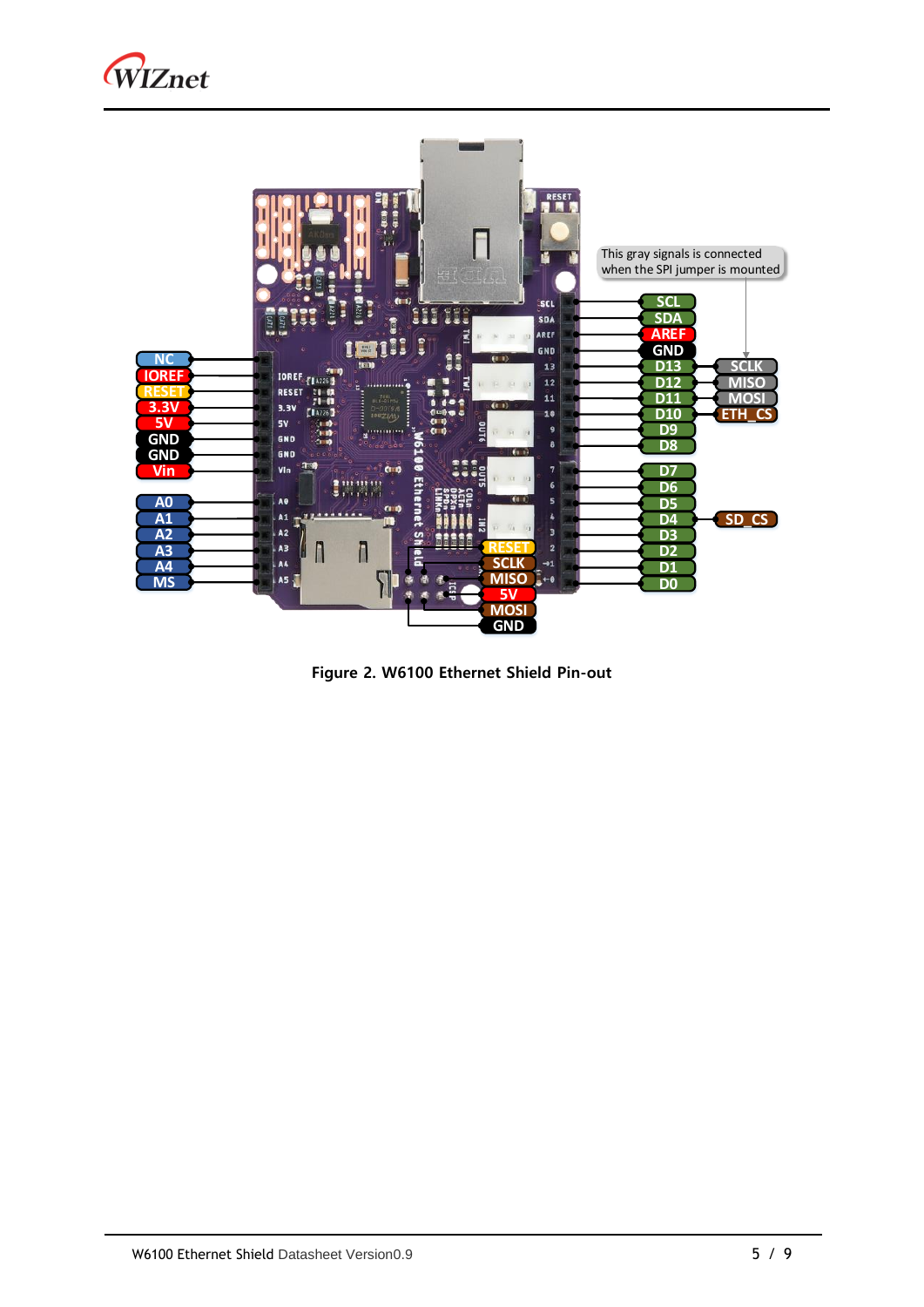Figure 2. W6100 Ethernet Shield Pin-out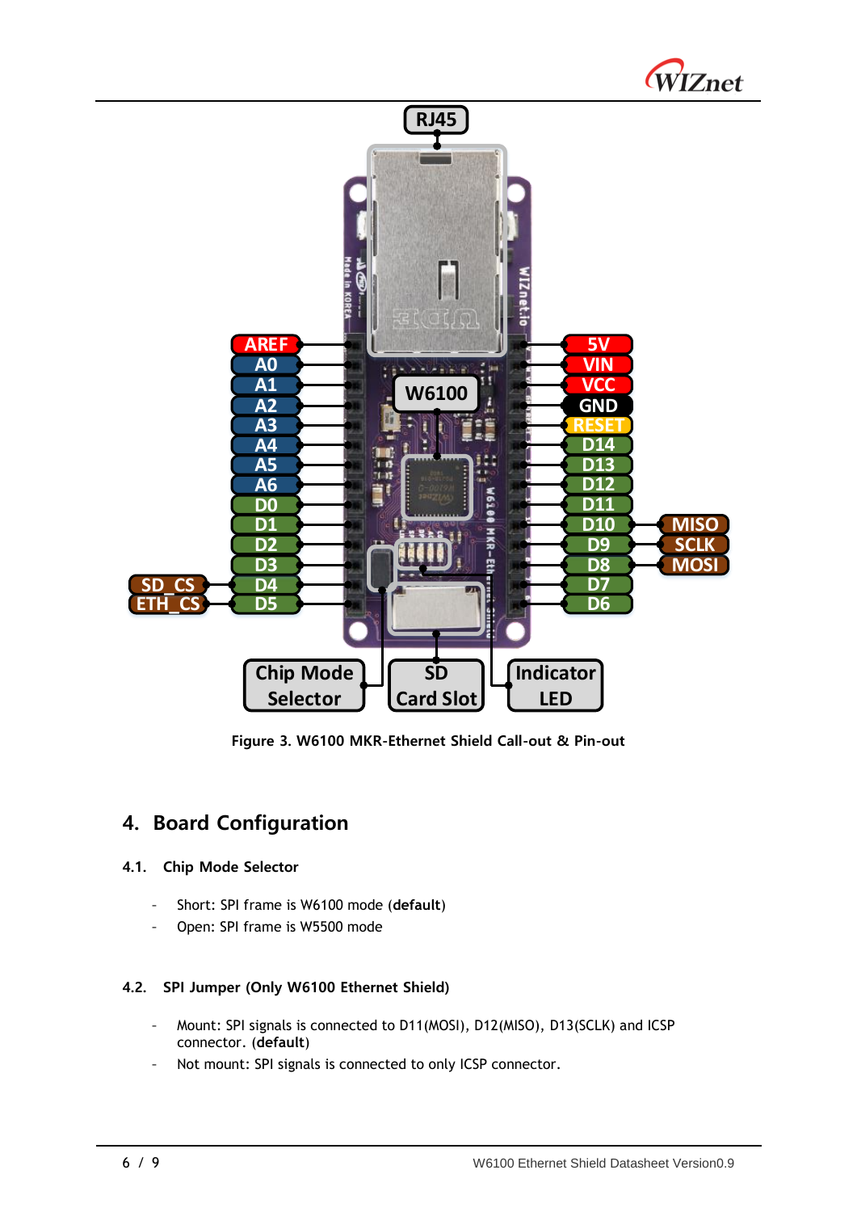Figure 3. W6100 MKR-Ethernet Shield Call-out & Pin-out

## 4. Board Configuration

### 4.1. Chip Mode Selector

- Short: SPI frame is W6100 mode (**default**)
- Open: SPI frame is W5500 mode

### 4.2. SPI Jumper (Only W6100 Ethernet Shield)

- Mount: SPI signals is connected to D11(MOSI), D12(MISO), D13(SCLK) and ICSP connector. (**default**)
- Not mount: SPI signals is connected to only ICSP connector.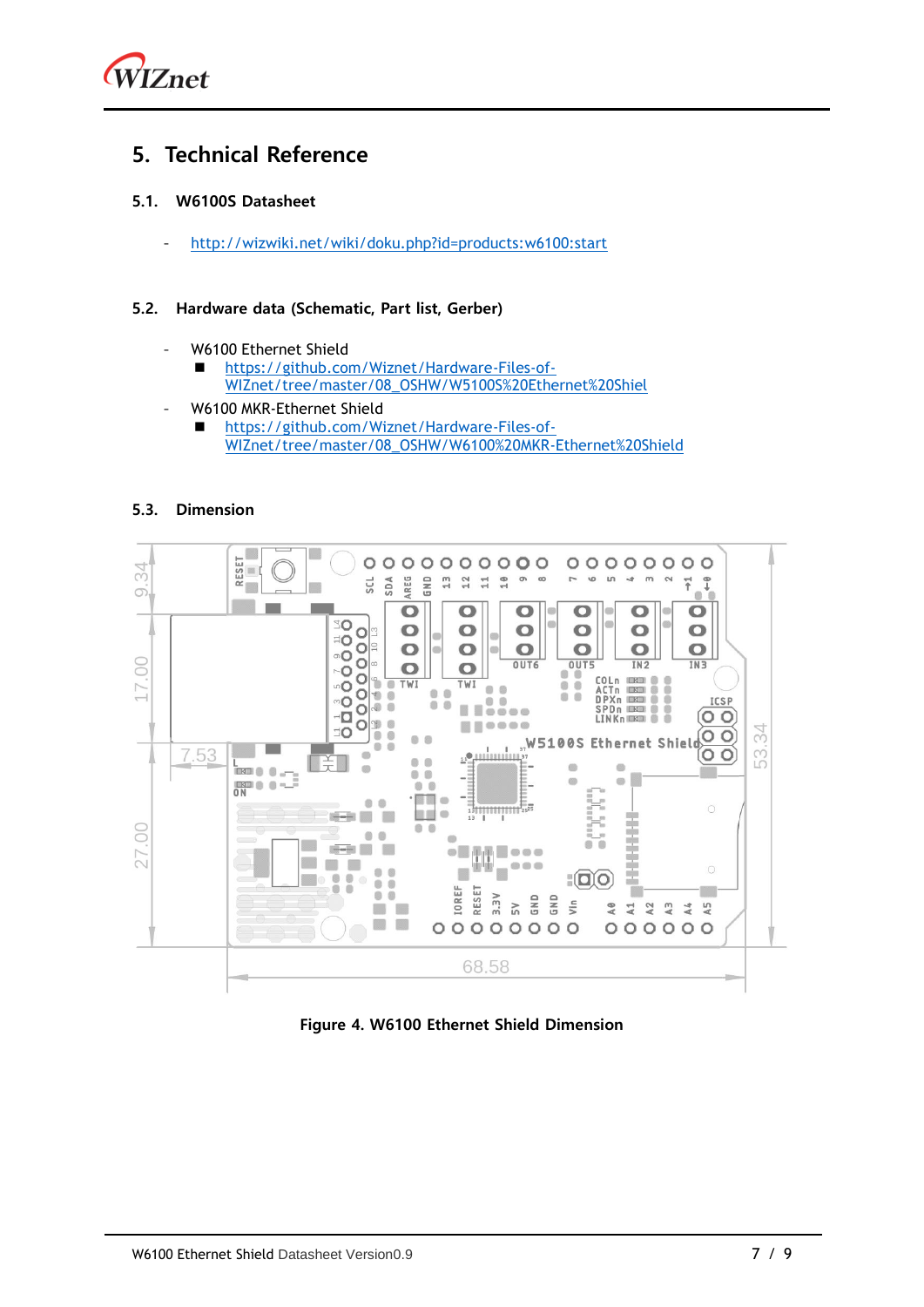# 5. Technical Reference

## 5.1. W6100S Datasheet

- http://wizwiki.net/wiki/doku.php?id=products:w6100:start

## 5.2. Hardware data (Schematic, Part list, Gerber)

- W6100 Ethernet Shield
  - https://github.com/Wiznet/Hardware-Files-of-WIZnet/tree/master/08_OSHW/W5100S%20Ethernet%20Shiel
- W6100 MKR-Ethernet Shield
  - https://github.com/Wiznet/Hardware-Files-of-WIZnet/tree/master/08_OSHW/W6100%20MKR-Ethernet%20Shield

## 5.3. Dimension

**Figure 4. W6100 Ethernet Shield Dimension**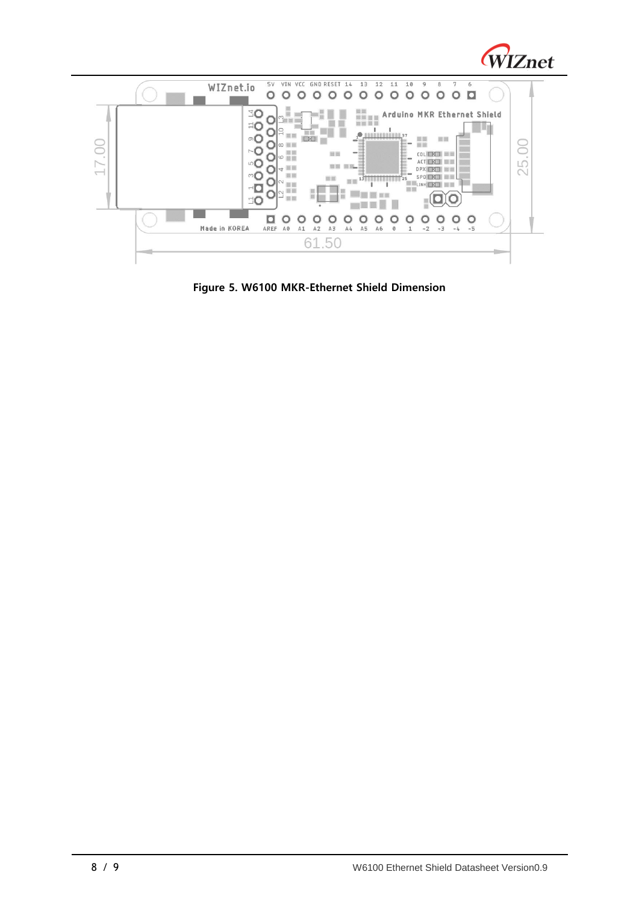Figure 5. W6100 MKR-Ethernet Shield Dimension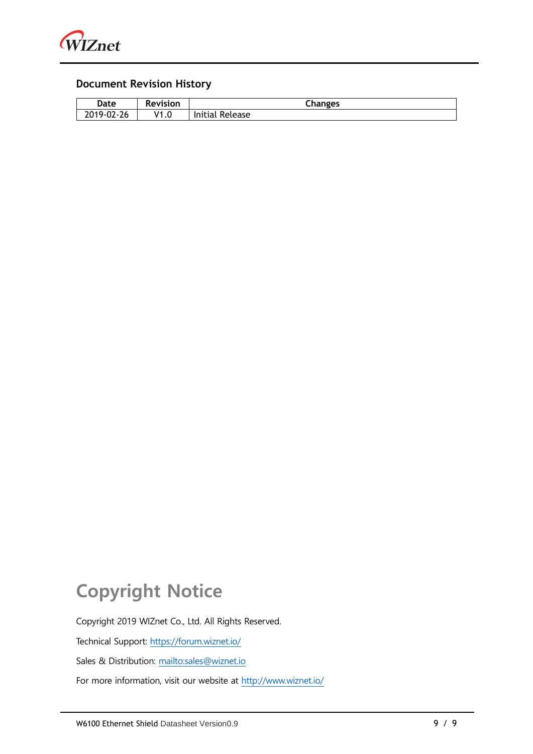## Document Revision History

| Date | Revision | Changes |
| --- | --- | --- |
| 2019-02-26 | V1.0 | Initial Release |

# Copyright Notice

Copyright 2019 WIZnet Co., Ltd. All Rights Reserved.

Technical Support: https://forum.wiznet.io/

Sales & Distribution: mailto:sales@wiznet.io

For more information, visit our website at http://www.wiznet.io/